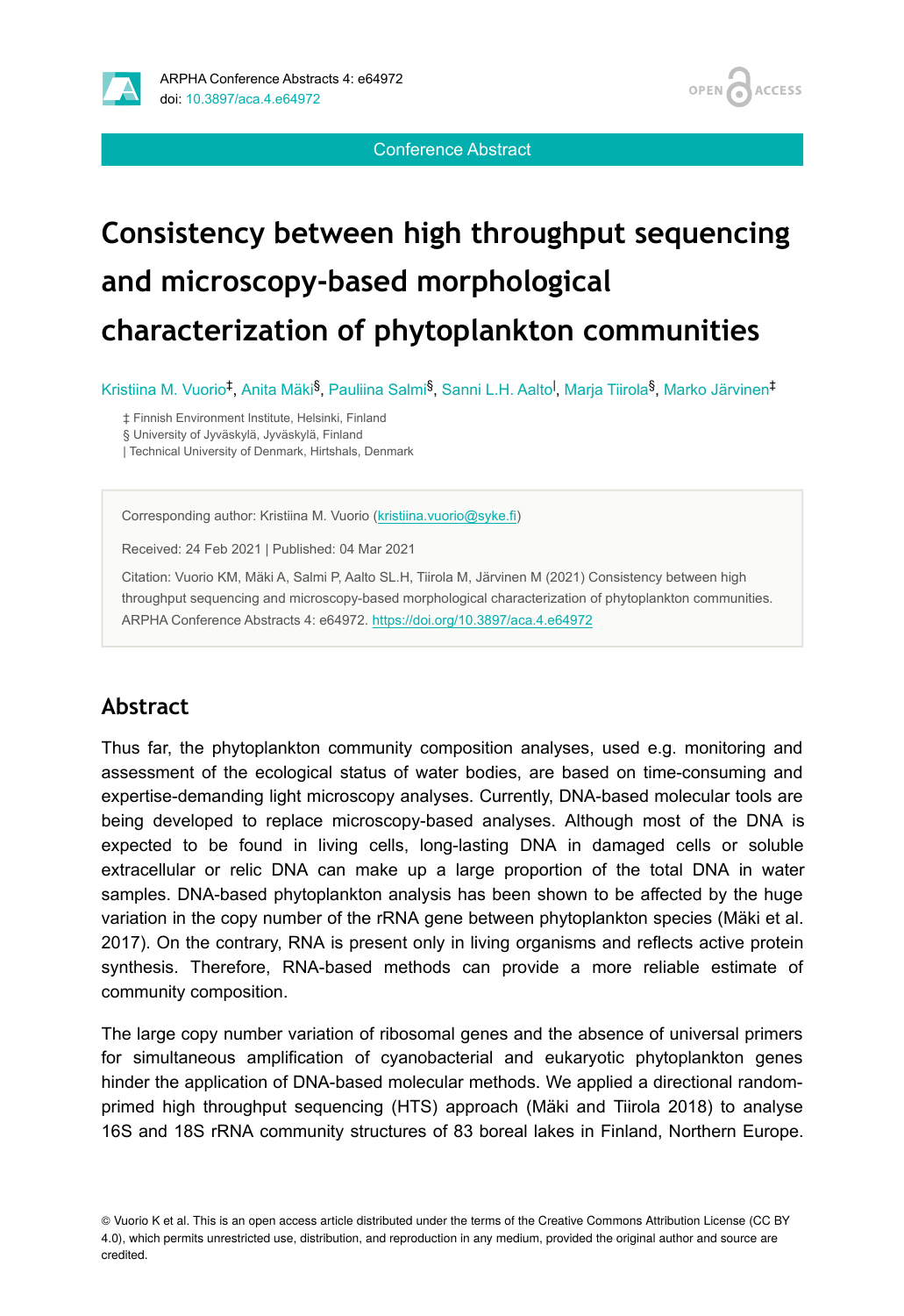Conference Abstract

# Consistency between high throughput sequencing and microscopy-based morphological characterization of phytoplankton communities

Kristiina M. Vuorio[‡], Anita Mäki[§], Pauliina Salmi[§], Sanni L.H. Aalto[|], Marja Tiirola[§], Marko Järvinen[‡]

‡ Finnish Environment Institute, Helsinki, Finland
§ University of Jyväskylä, Jyväskylä, Finland
| Technical University of Denmark, Hirtshals, Denmark

Corresponding author: Kristiina M. Vuorio (kristiina.vuorio@syke.fi)

Received: 24 Feb 2021 | Published: 04 Mar 2021

Citation: Vuorio KM, Mäki A, Salmi P, Aalto SL.H, Tiirola M, Järvinen M (2021) Consistency between high throughput sequencing and microscopy-based morphological characterization of phytoplankton communities. ARPHA Conference Abstracts 4: e64972. https://doi.org/10.3897/aca.4.e64972

## Abstract

Thus far, the phytoplankton community composition analyses, used e.g. monitoring and assessment of the ecological status of water bodies, are based on time-consuming and expertise-demanding light microscopy analyses. Currently, DNA-based molecular tools are being developed to replace microscopy-based analyses. Although most of the DNA is expected to be found in living cells, long-lasting DNA in damaged cells or soluble extracellular or relic DNA can make up a large proportion of the total DNA in water samples. DNA-based phytoplankton analysis has been shown to be affected by the huge variation in the copy number of the rRNA gene between phytoplankton species (Mäki et al. 2017). On the contrary, RNA is present only in living organisms and reflects active protein synthesis. Therefore, RNA-based methods can provide a more reliable estimate of community composition.

The large copy number variation of ribosomal genes and the absence of universal primers for simultaneous amplification of cyanobacterial and eukaryotic phytoplankton genes hinder the application of DNA-based molecular methods. We applied a directional random-primed high throughput sequencing (HTS) approach (Mäki and Tiirola 2018) to analyse 16S and 18S rRNA community structures of 83 boreal lakes in Finland, Northern Europe.

© Vuorio K et al. This is an open access article distributed under the terms of the Creative Commons Attribution License (CC BY 4.0), which permits unrestricted use, distribution, and reproduction in any medium, provided the original author and source are credited.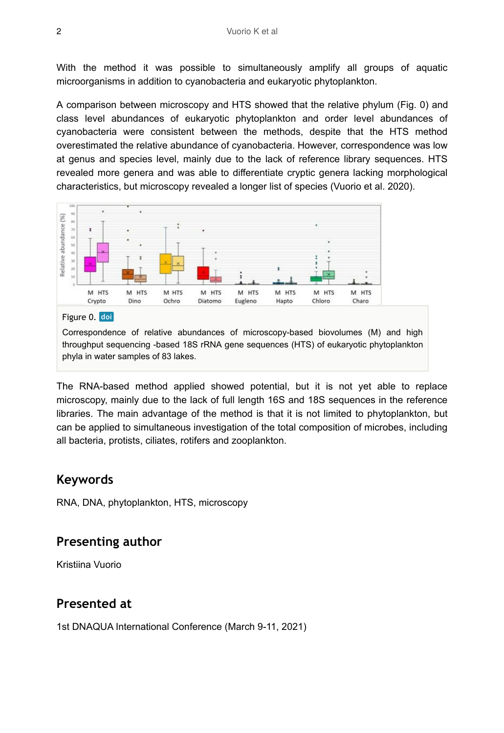With the method it was possible to simultaneously amplify all groups of aquatic microorganisms in addition to cyanobacteria and eukaryotic phytoplankton.

A comparison between microscopy and HTS showed that the relative phylum (Fig. 0) and class level abundances of eukaryotic phytoplankton and order level abundances of cyanobacteria were consistent between the methods, despite that the HTS method overestimated the relative abundance of cyanobacteria. However, correspondence was low at genus and species level, mainly due to the lack of reference library sequences. HTS revealed more genera and was able to differentiate cryptic genera lacking morphological characteristics, but microscopy revealed a longer list of species (Vuorio et al. 2020).

Figure 0. doi

Correspondence of relative abundances of microscopy-based biovolumes (M) and high throughput sequencing -based 18S rRNA gene sequences (HTS) of eukaryotic phytoplankton phyla in water samples of 83 lakes.

The RNA-based method applied showed potential, but it is not yet able to replace microscopy, mainly due to the lack of full length 16S and 18S sequences in the reference libraries. The main advantage of the method is that it is not limited to phytoplankton, but can be applied to simultaneous investigation of the total composition of microbes, including all bacteria, protists, ciliates, rotifers and zooplankton.

## Keywords

RNA, DNA, phytoplankton, HTS, microscopy

## Presenting author

Kristiina Vuorio

## Presented at

1st DNAQUA International Conference (March 9-11, 2021)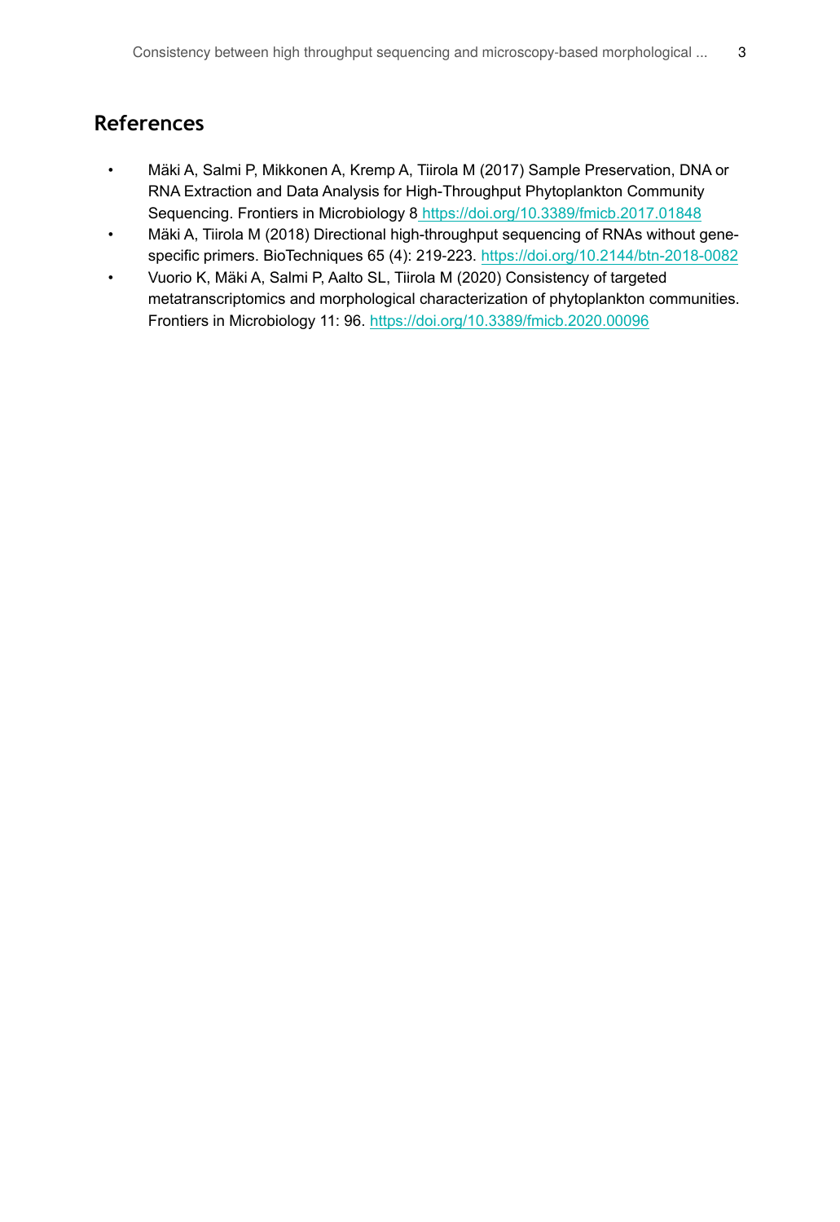## References

- Mäki A, Salmi P, Mikkonen A, Kremp A, Tiirola M (2017) Sample Preservation, DNA or RNA Extraction and Data Analysis for High-Throughput Phytoplankton Community Sequencing. Frontiers in Microbiology 8 https://doi.org/10.3389/fmicb.2017.01848
- Mäki A, Tiirola M (2018) Directional high-throughput sequencing of RNAs without gene-specific primers. BioTechniques 65 (4): 219-223. https://doi.org/10.2144/btn-2018-0082
- Vuorio K, Mäki A, Salmi P, Aalto SL, Tiirola M (2020) Consistency of targeted metatranscriptomics and morphological characterization of phytoplankton communities. Frontiers in Microbiology 11: 96. https://doi.org/10.3389/fmicb.2020.00096